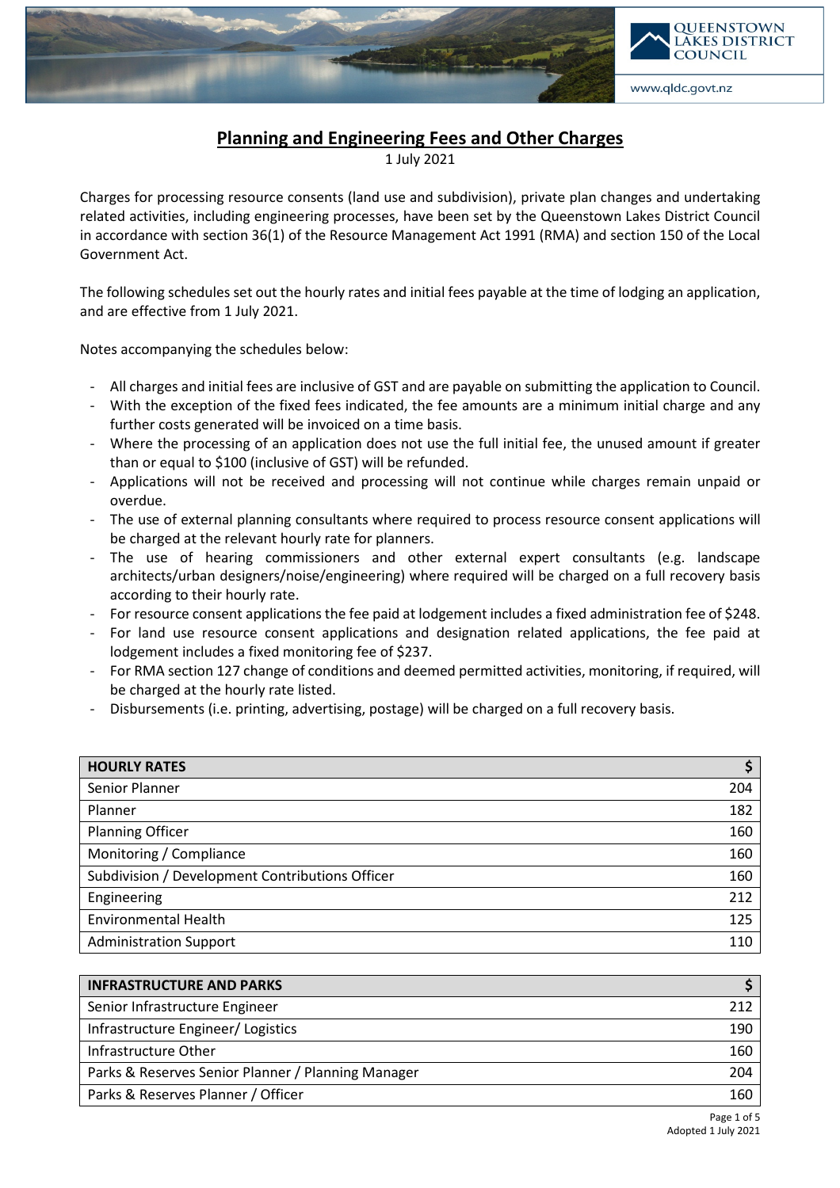# Planning and Engineering Fees and Other Charges

1 July 2021

Charges for processing resource consents (land use and subdivision), private plan changes and undertaking related activities, including engineering processes, have been set by the Queenstown Lakes District Council in accordance with section 36(1) of the Resource Management Act 1991 (RMA) and section 150 of the Local Government Act.

The following schedules set out the hourly rates and initial fees payable at the time of lodging an application, and are effective from 1 July 2021.

Notes accompanying the schedules below:

- All charges and initial fees are inclusive of GST and are payable on submitting the application to Council.
- With the exception of the fixed fees indicated, the fee amounts are a minimum initial charge and any further costs generated will be invoiced on a time basis.
- Where the processing of an application does not use the full initial fee, the unused amount if greater than or equal to $100 (inclusive of GST) will be refunded.
- Applications will not be received and processing will not continue while charges remain unpaid or overdue.
- The use of external planning consultants where required to process resource consent applications will be charged at the relevant hourly rate for planners.
- The use of hearing commissioners and other external expert consultants (e.g. landscape architects/urban designers/noise/engineering) where required will be charged on a full recovery basis according to their hourly rate.
- For resource consent applications the fee paid at lodgement includes a fixed administration fee of $248.
- For land use resource consent applications and designation related applications, the fee paid at lodgement includes a fixed monitoring fee of $237.
- For RMA section 127 change of conditions and deemed permitted activities, monitoring, if required, will be charged at the hourly rate listed.
- Disbursements (i.e. printing, advertising, postage) will be charged on a full recovery basis.

| HOURLY RATES | $ |
|---|---|
| Senior Planner | 204 |
| Planner | 182 |
| Planning Officer | 160 |
| Monitoring / Compliance | 160 |
| Subdivision / Development Contributions Officer | 160 |
| Engineering | 212 |
| Environmental Health | 125 |
| Administration Support | 110 |

| INFRASTRUCTURE AND PARKS | $ |
|---|---|
| Senior Infrastructure Engineer | 212 |
| Infrastructure Engineer/ Logistics | 190 |
| Infrastructure Other | 160 |
| Parks & Reserves Senior Planner / Planning Manager | 204 |
| Parks & Reserves Planner / Officer | 160 |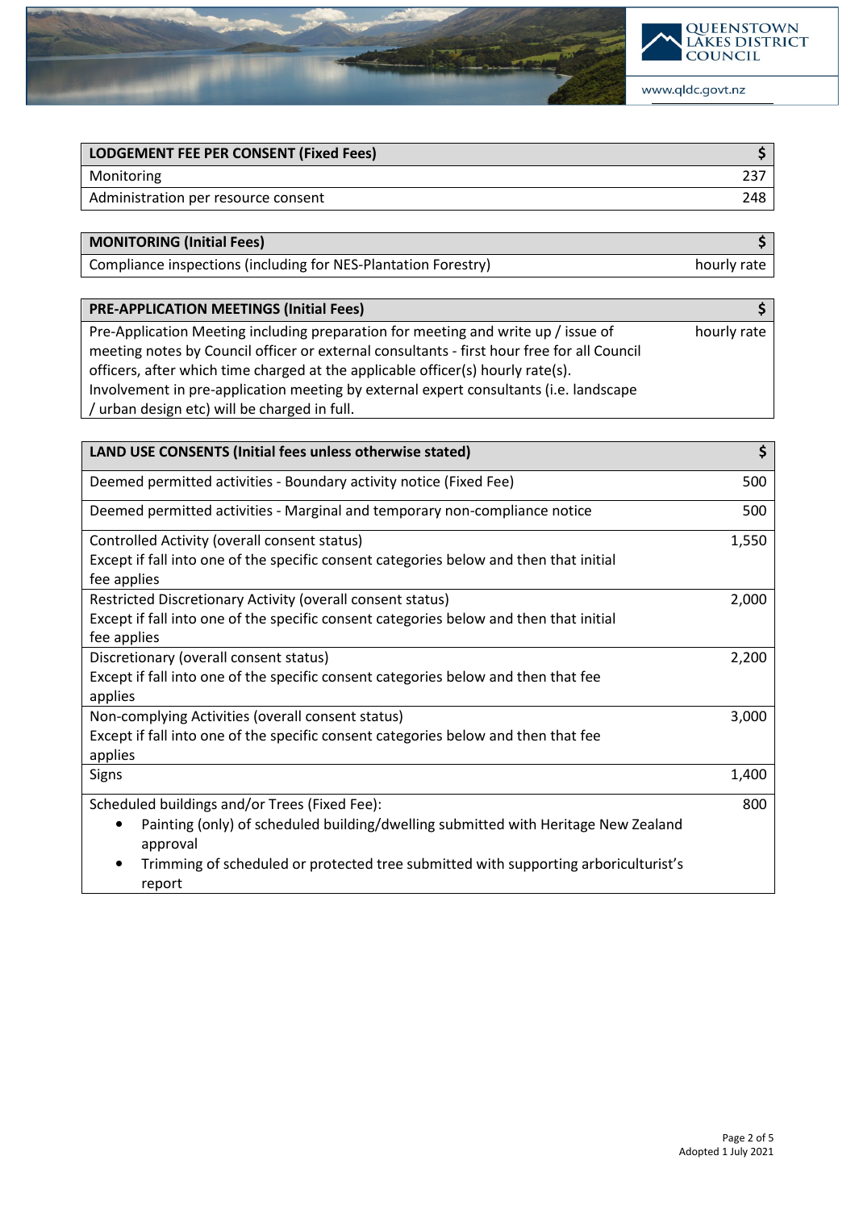| LODGEMENT FEE PER CONSENT (Fixed Fees) | $ |
|---|---|
| Monitoring | 237 |
| Administration per resource consent | 248 |

| MONITORING (Initial Fees) | $ |
|---|---|
| Compliance inspections (including for NES-Plantation Forestry) | hourly rate |

| PRE-APPLICATION MEETINGS (Initial Fees) | $ |
|---|---|
| Pre-Application Meeting including preparation for meeting and write up / issue of meeting notes by Council officer or external consultants - first hour free for all Council officers, after which time charged at the applicable officer(s) hourly rate(s). Involvement in pre-application meeting by external expert consultants (i.e. landscape / urban design etc) will be charged in full. | hourly rate |

| LAND USE CONSENTS (Initial fees unless otherwise stated) | $ |
|---|---|
| Deemed permitted activities - Boundary activity notice (Fixed Fee) | 500 |
| Deemed permitted activities - Marginal and temporary non-compliance notice | 500 |
| Controlled Activity (overall consent status)<br>Except if fall into one of the specific consent categories below and then that initial fee applies | 1,550 |
| Restricted Discretionary Activity (overall consent status)<br>Except if fall into one of the specific consent categories below and then that initial fee applies | 2,000 |
| Discretionary (overall consent status)<br>Except if fall into one of the specific consent categories below and then that fee applies | 2,200 |
| Non-complying Activities (overall consent status)<br>Except if fall into one of the specific consent categories below and then that fee applies | 3,000 |
| Signs | 1,400 |
| Scheduled buildings and/or Trees (Fixed Fee):<br>• Painting (only) of scheduled building/dwelling submitted with Heritage New Zealand approval<br>• Trimming of scheduled or protected tree submitted with supporting arboriculturist's report | 800 |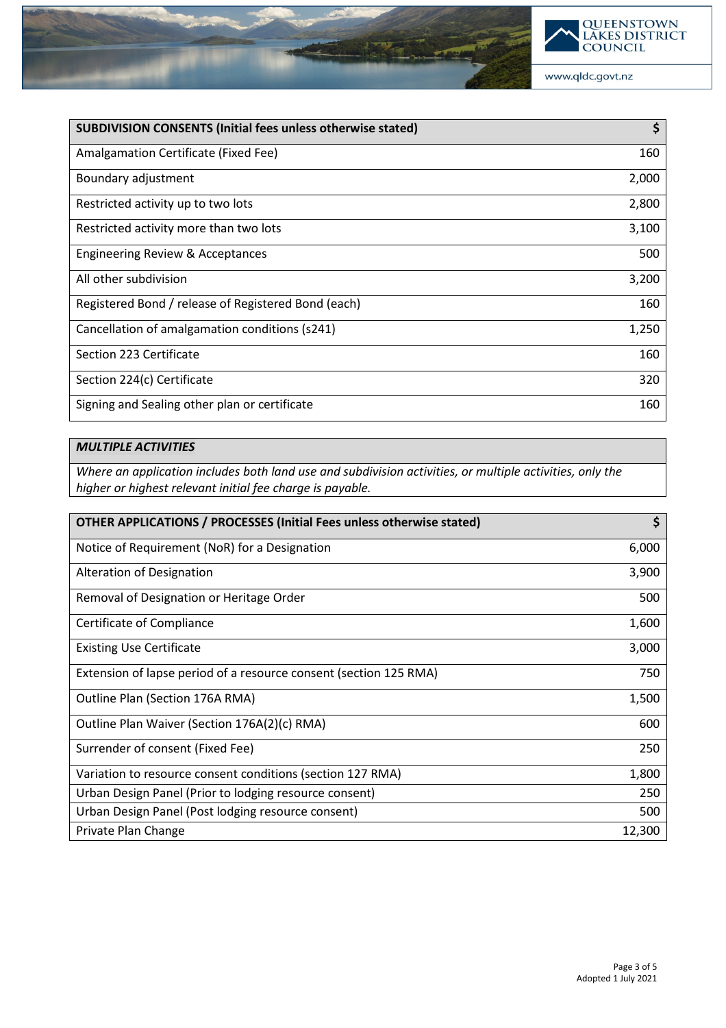| SUBDIVISION CONSENTS (Initial fees unless otherwise stated) | $ |
|---|---|
| Amalgamation Certificate (Fixed Fee) | 160 |
| Boundary adjustment | 2,000 |
| Restricted activity up to two lots | 2,800 |
| Restricted activity more than two lots | 3,100 |
| Engineering Review & Acceptances | 500 |
| All other subdivision | 3,200 |
| Registered Bond / release of Registered Bond (each) | 160 |
| Cancellation of amalgamation conditions (s241) | 1,250 |
| Section 223 Certificate | 160 |
| Section 224(c) Certificate | 320 |
| Signing and Sealing other plan or certificate | 160 |

| *MULTIPLE ACTIVITIES* |
|---|
| *Where an application includes both land use and subdivision activities, or multiple activities, only the higher or highest relevant initial fee charge is payable.* |

| OTHER APPLICATIONS / PROCESSES (Initial Fees unless otherwise stated) | $ |
|---|---|
| Notice of Requirement (NoR) for a Designation | 6,000 |
| Alteration of Designation | 3,900 |
| Removal of Designation or Heritage Order | 500 |
| Certificate of Compliance | 1,600 |
| Existing Use Certificate | 3,000 |
| Extension of lapse period of a resource consent (section 125 RMA) | 750 |
| Outline Plan (Section 176A RMA) | 1,500 |
| Outline Plan Waiver (Section 176A(2)(c) RMA) | 600 |
| Surrender of consent (Fixed Fee) | 250 |
| Variation to resource consent conditions (section 127 RMA) | 1,800 |
| Urban Design Panel (Prior to lodging resource consent) | 250 |
| Urban Design Panel (Post lodging resource consent) | 500 |
| Private Plan Change | 12,300 |

Adopted 1 July 2021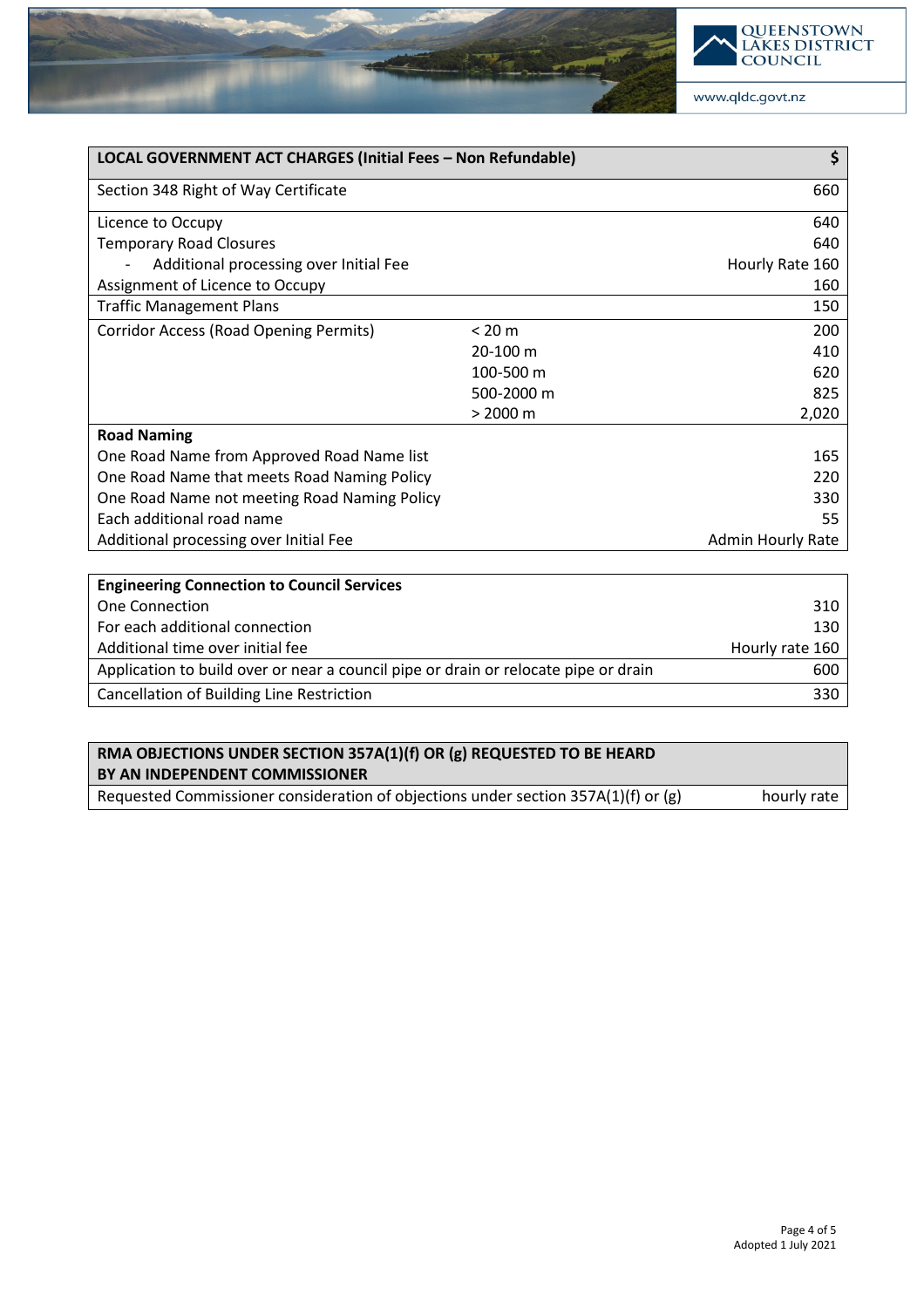| LOCAL GOVERNMENT ACT CHARGES (Initial Fees – Non Refundable) | | $ |
|---|---|---|
| Section 348 Right of Way Certificate | | 660 |
| Licence to Occupy | | 640 |
| Temporary Road Closures | | 640 |
| - Additional processing over Initial Fee | | Hourly Rate 160 |
| Assignment of Licence to Occupy | | 160 |
| Traffic Management Plans | | 150 |
| Corridor Access (Road Opening Permits) | < 20 m | 200 |
| | 20-100 m | 410 |
| | 100-500 m | 620 |
| | 500-2000 m | 825 |
| | > 2000 m | 2,020 |
| **Road Naming** | | |
| One Road Name from Approved Road Name list | | 165 |
| One Road Name that meets Road Naming Policy | | 220 |
| One Road Name not meeting Road Naming Policy | | 330 |
| Each additional road name | | 55 |
| Additional processing over Initial Fee | | Admin Hourly Rate |

| **Engineering Connection to Council Services** | |
|---|---|
| One Connection | 310 |
| For each additional connection | 130 |
| Additional time over initial fee | Hourly rate 160 |
| Application to build over or near a council pipe or drain or relocate pipe or drain | 600 |
| Cancellation of Building Line Restriction | 330 |

| **RMA OBJECTIONS UNDER SECTION 357A(1)(f) OR (g) REQUESTED TO BE HEARD BY AN INDEPENDENT COMMISSIONER** | |
|---|---|
| Requested Commissioner consideration of objections under section 357A(1)(f) or (g) | hourly rate |

Adopted 1 July 2021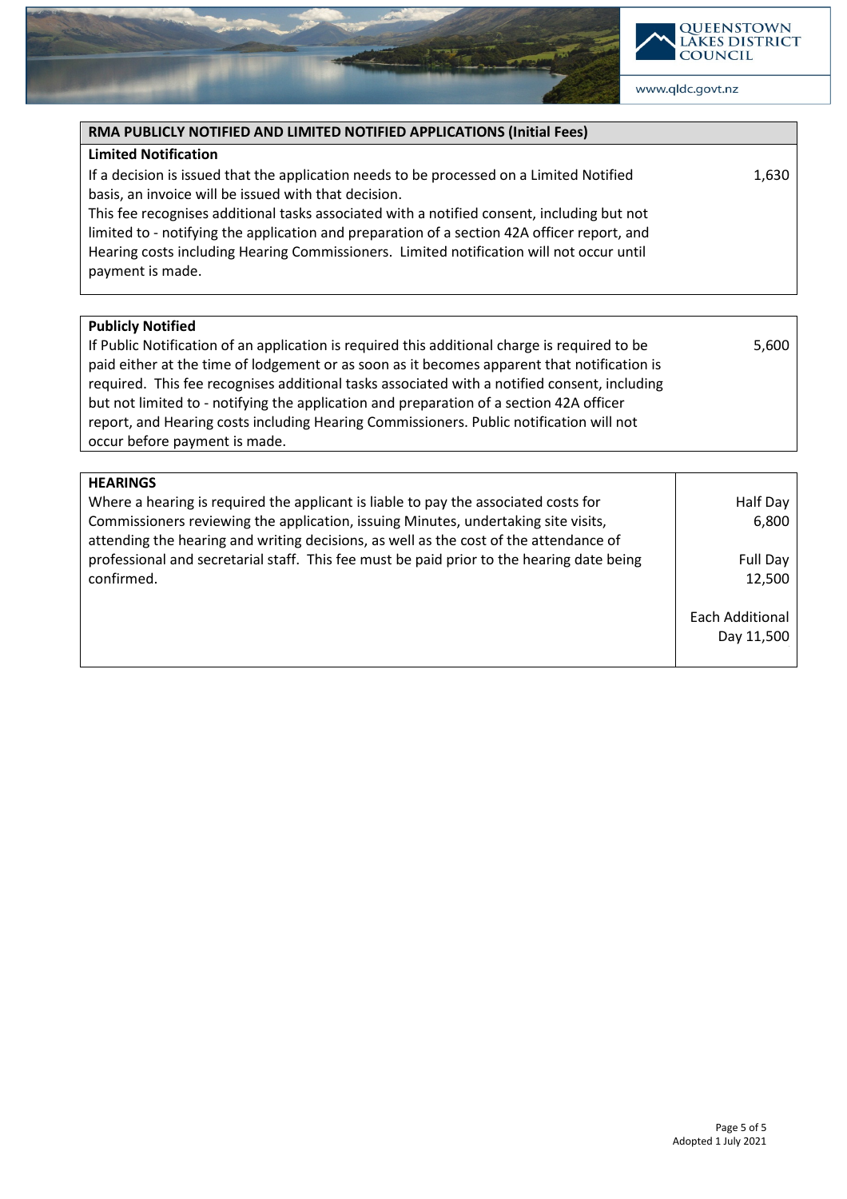| RMA PUBLICLY NOTIFIED AND LIMITED NOTIFIED APPLICATIONS (Initial Fees) | |
|---|---|
| **Limited Notification**<br>If a decision is issued that the application needs to be processed on a Limited Notified basis, an invoice will be issued with that decision.<br>This fee recognises additional tasks associated with a notified consent, including but not limited to - notifying the application and preparation of a section 42A officer report, and Hearing costs including Hearing Commissioners. Limited notification will not occur until payment is made. | 1,630 |

| | |
|---|---|
| **Publicly Notified**<br>If Public Notification of an application is required this additional charge is required to be paid either at the time of lodgement or as soon as it becomes apparent that notification is required. This fee recognises additional tasks associated with a notified consent, including but not limited to - notifying the application and preparation of a section 42A officer report, and Hearing costs including Hearing Commissioners. Public notification will not occur before payment is made. | 5,600 |

| | |
|---|---|
| **HEARINGS**<br>Where a hearing is required the applicant is liable to pay the associated costs for Commissioners reviewing the application, issuing Minutes, undertaking site visits, attending the hearing and writing decisions, as well as the cost of the attendance of professional and secretarial staff. This fee must be paid prior to the hearing date being confirmed. | Half Day 6,800<br><br>Full Day 12,500<br><br>Each Additional Day 11,500 |

Adopted 1 July 2021